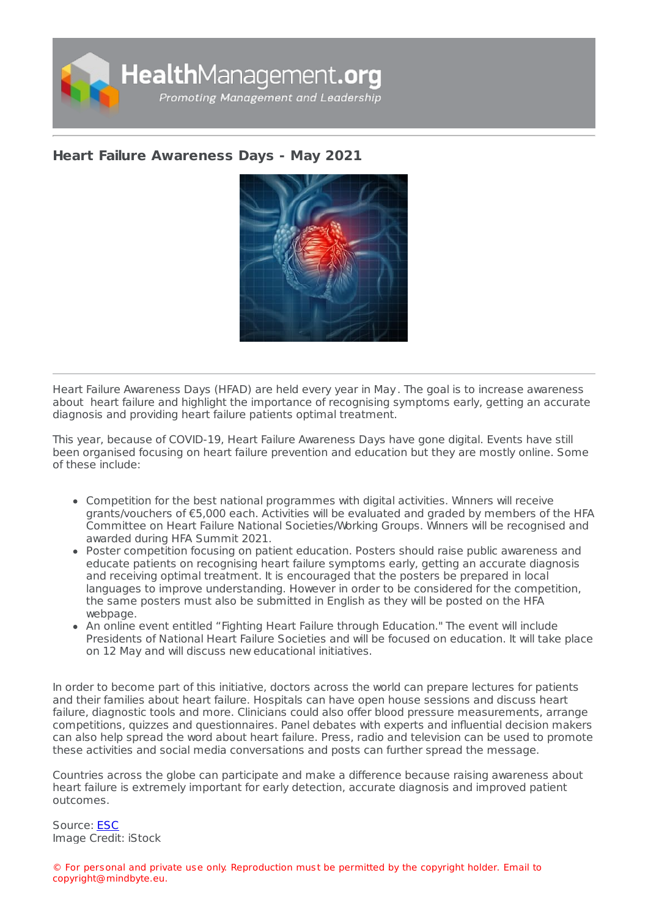# Heart Failure Awareness Days - May 2021

Heart Failure Awareness Days (HFAD) are held every year in May. The goal is to increase awareness about heart failure and highlight the importance of recognising symptoms early, getting an accurate diagnosis and providing heart failure patients optimal treatment.

This year, because of COVID-19, Heart Failure Awareness Days have gone digital. Events have still been organised focusing on heart failure prevention and education but they are mostly online. Some of these include:

- Competition for the best national programmes with digital activities. Winners will receive grants/vouchers of €5,000 each. Activities will be evaluated and graded by members of the HFA Committee on Heart Failure National Societies/Working Groups. Winners will be recognised and awarded during HFA Summit 2021.
- Poster competition focusing on patient education. Posters should raise public awareness and educate patients on recognising heart failure symptoms early, getting an accurate diagnosis and receiving optimal treatment. It is encouraged that the posters be prepared in local languages to improve understanding. However in order to be considered for the competition, the same posters must also be submitted in English as they will be posted on the HFA webpage.
- An online event entitled "Fighting Heart Failure through Education." The event will include Presidents of National Heart Failure Societies and will be focused on education. It will take place on 12 May and will discuss new educational initiatives.

In order to become part of this initiative, doctors across the world can prepare lectures for patients and their families about heart failure. Hospitals can have open house sessions and discuss heart failure, diagnostic tools and more. Clinicians could also offer blood pressure measurements, arrange competitions, quizzes and questionnaires. Panel debates with experts and influential decision makers can also help spread the word about heart failure. Press, radio and television can be used to promote these activities and social media conversations and posts can further spread the message.

Countries across the globe can participate and make a difference because raising awareness about heart failure is extremely important for early detection, accurate diagnosis and improved patient outcomes.

Source: ESC
Image Credit: iStock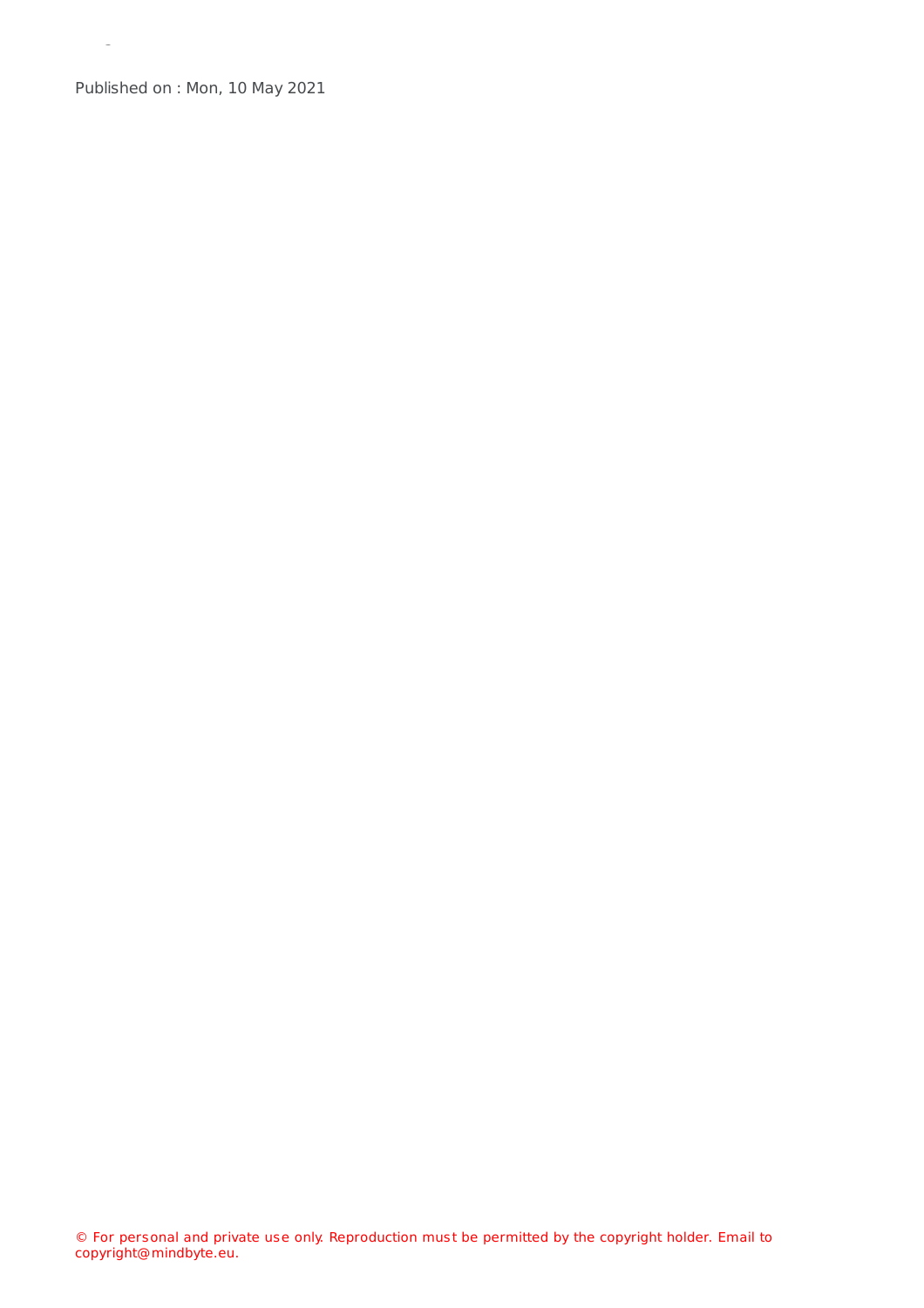Published on : Mon, 10 May 2021

© For personal and private use only. Reproduction must be permitted by the copyright holder. Email to copyright@mindbyte.eu.